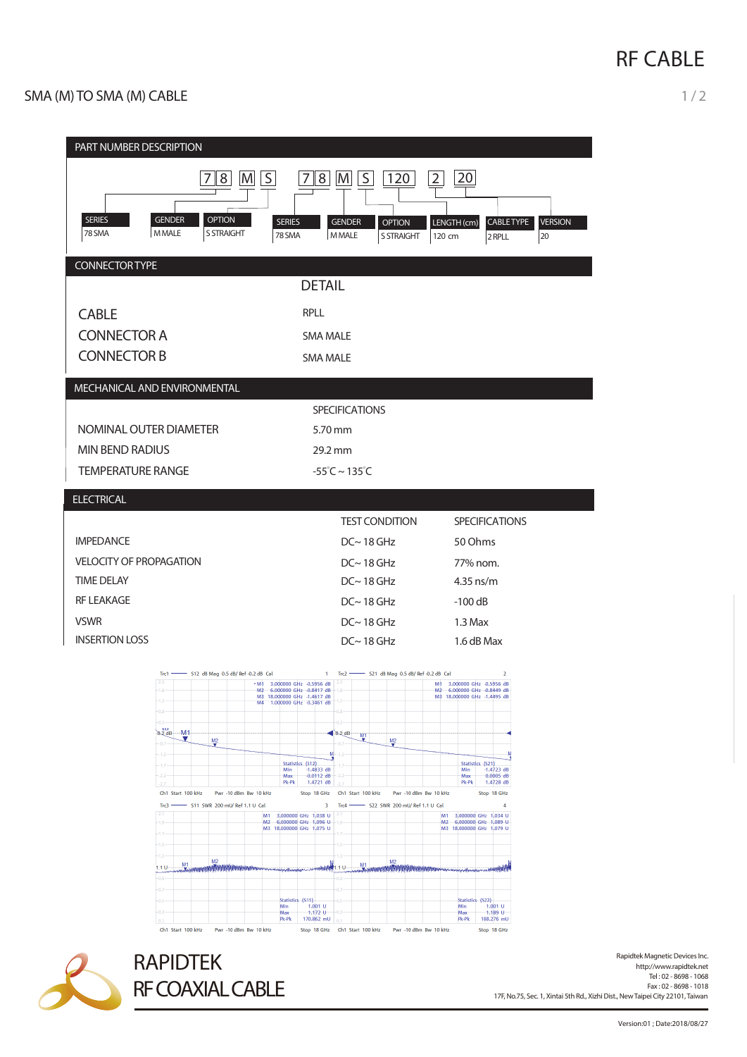# RF CABLE

## SMA (M) TO SMA (M) CABLE

### PART NUMBER DESCRIPTION

| 7 8 | M | S |
|---|---|---|
| SERIES | GENDER | OPTION |
| 78 SMA | M MALE | S STRAIGHT |

| 7 8 | M | S | 120 | 2 | 20 |
|---|---|---|---|---|---|
| SERIES | GENDER | OPTION | LENGTH (cm) | CABLE TYPE | VERSION |
| 78 SMA | M MALE | S STRAIGHT | 120 cm | 2 RPLL | 20 |

### CONNECTOR TYPE

| | DETAIL |
|---|---|
| CABLE | RPLL |
| CONNECTOR A | SMA MALE |
| CONNECTOR B | SMA MALE |

### MECHANICAL AND ENVIRONMENTAL

| | SPECIFICATIONS |
|---|---|
| NOMINAL OUTER DIAMETER | 5.70 mm |
| MIN BEND RADIUS | 29.2 mm |
| TEMPERATURE RANGE | -55℃ ~ 135℃ |

### ELECTRICAL

| | TEST CONDITION | SPECIFICATIONS |
|---|---|---|
| IMPEDANCE | DC~ 18 GHz | 50 Ohms |
| VELOCITY OF PROPAGATION | DC~ 18 GHz | 77% nom. |
| TIME DELAY | DC~ 18 GHz | 4.35 ns/m |
| RF LEAKAGE | DC~ 18 GHz | -100 dB |
| VSWR | DC~ 18 GHz | 1.3 Max |
| INSERTION LOSS | DC~ 18 GHz | 1.6 dB Max |

Trc1 — S12 dB Mag 0.5 dB/ Ref -0.2 dB Cal
M1 3.000000 GHz -0.5956 dB
M2 6.000000 GHz -0.8417 dB
M3 18.000000 GHz -1.4617 dB
M4 1.000000 GHz -0.3461 dB
Statistics (S12): Min -1.4833 dB; Max -0.0112 dB; Pk-Pk 1.4721 dB
Ch1 Start 100 kHz Pwr -10 dBm Bw 10 kHz Stop 18 GHz

Trc2 — S21 dB Mag 0.5 dB/ Ref -0.2 dB Cal
M1 3.000000 GHz -0.5956 dB
M2 6.000000 GHz -0.8449 dB
M3 18.000000 GHz -1.4495 dB
Statistics (S21): Min -1.4723 dB; Max 0.0005 dB; Pk-Pk 1.4728 dB
Ch1 Start 100 kHz Pwr -10 dBm Bw 10 kHz Stop 18 GHz

Trc3 — S11 SWR 200 mU/ Ref 1.1 U Cal
M1 3.000000 GHz 1.038 U
M2 6.000000 GHz 1.096 U
M3 18.000000 GHz 1.075 U
Statistics (S11): Min 1.001 U; Max 1.172 U; Pk-Pk 170.862 mU
Ch1 Start 100 kHz Pwr -10 dBm Bw 10 kHz Stop 18 GHz

Trc4 — S22 SWR 200 mU/ Ref 1.1 U Cal
M1 3.000000 GHz 1.034 U
M2 6.000000 GHz 1.089 U
M3 18.000000 GHz 1.079 U
Statistics (S22): Min 1.001 U; Max 1.189 U; Pk-Pk 188.276 mU
Ch1 Start 100 kHz Pwr -10 dBm Bw 10 kHz Stop 18 GHz

RAPIDTEK
RF COAXIAL CABLE

Rapidtek Magnetic Devices Inc.
http://www.rapidtek.net
Tel : 02 - 8698 - 1068
Fax : 02 - 8698 - 1018
17F, No.75, Sec. 1, Xintai 5th Rd., Xizhi Dist., New Taipei City 22101, Taiwan

Version:01 ; Date:2018/08/27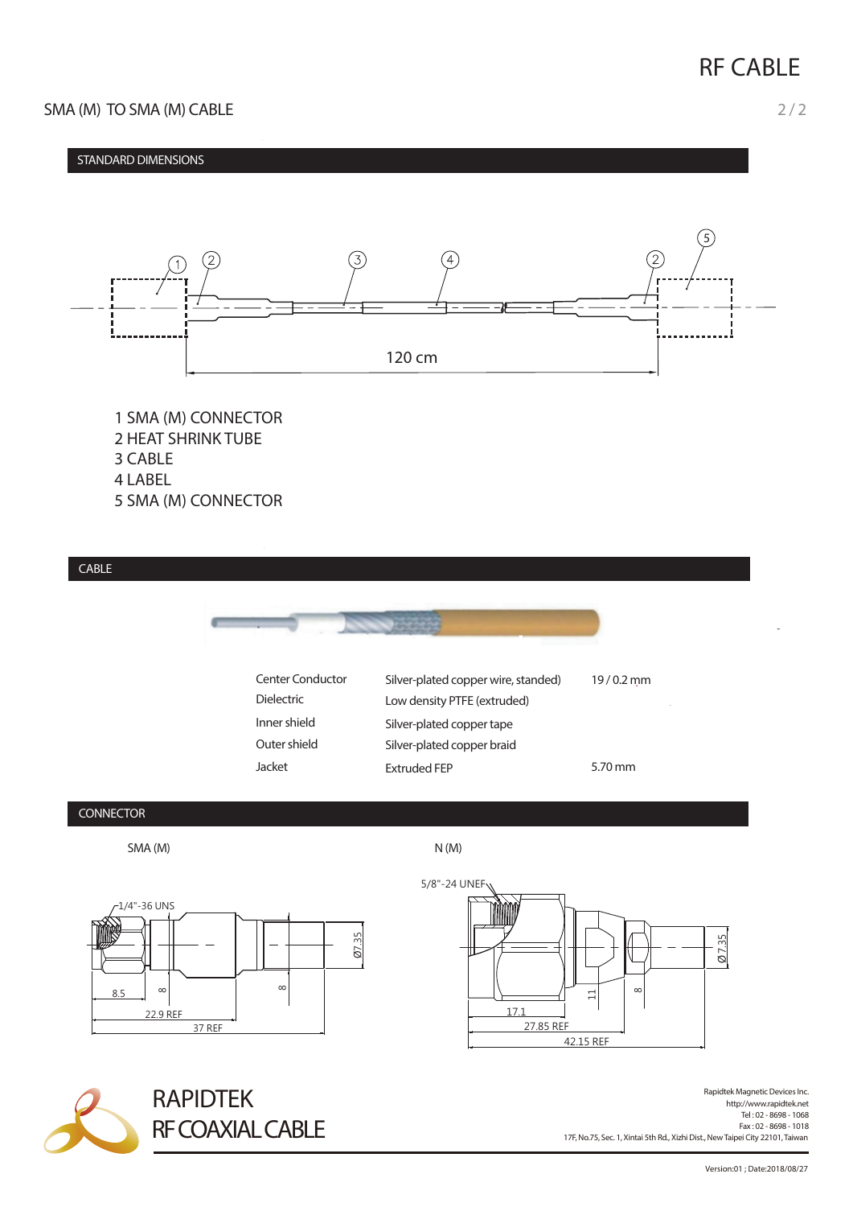# RF CABLE

## SMA (M) TO SMA (M) CABLE

### STANDARD DIMENSIONS

1
2
3
4
2
5

120 cm

1 SMA (M) CONNECTOR
2 HEAT SHRINK TUBE
3 CABLE
4 LABEL
5 SMA (M) CONNECTOR

### CABLE

| | | |
|---|---|---|
| Center Conductor | Silver-plated copper wire, standed) | 19 / 0.2 mm |
| Dielectric | Low density PTFE (extruded) | |
| Inner shield | Silver-plated copper tape | |
| Outer shield | Silver-plated copper braid | |
| Jacket | Extruded FEP | 5.70 mm |

### CONNECTOR

SMA (M)

1/4"-36 UNS
Ø7.35
8
8
8.5
22.9 REF
37 REF

N (M)

5/8"-24 UNEF
Ø7.35
11
8
17.1
27.85 REF
42.15 REF

RAPIDTEK
RF COAXIAL CABLE

Rapidtek Magnetic Devices Inc.
http://www.rapidtek.net
Tel : 02 - 8698 - 1068
Fax : 02 - 8698 - 1018
17F, No.75, Sec. 1, Xintai 5th Rd., Xizhi Dist., New Taipei City 22101, Taiwan

Version:01 ; Date:2018/08/27